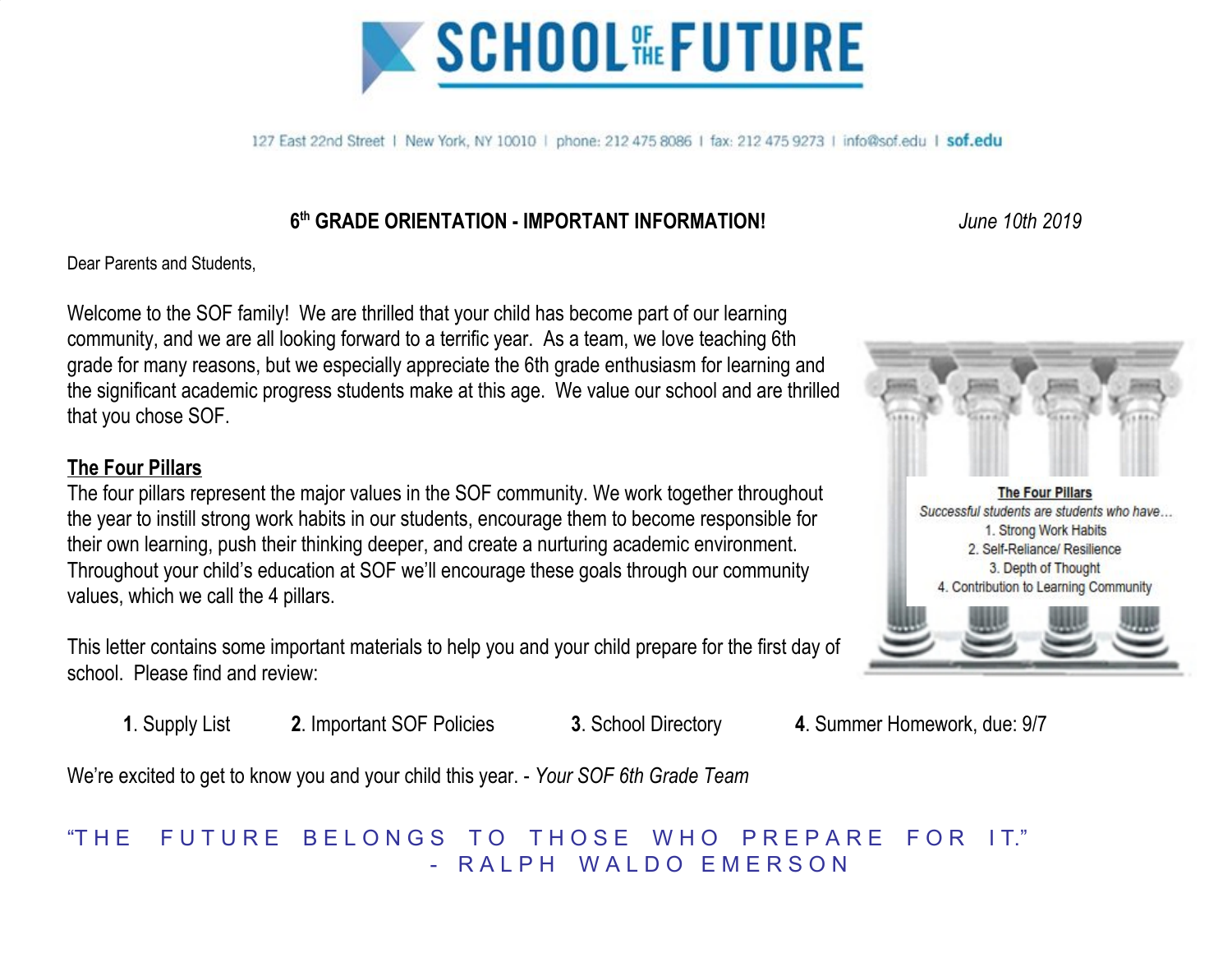# SCHOOL OF THE FUTURE

127 East 22nd Street | New York, NY 10010 | phone: 212 475 8086 | fax: 212 475 9273 | info@sof.edu | sof.edu

**6th GRADE ORIENTATION - IMPORTANT INFORMATION!** *June 10th 2019*

Dear Parents and Students,

Welcome to the SOF family! We are thrilled that your child has become part of our learning community, and we are all looking forward to a terrific year. As a team, we love teaching 6th grade for many reasons, but we especially appreciate the 6th grade enthusiasm for learning and the significant academic progress students make at this age. We value our school and are thrilled that you chose SOF.

**The Four Pillars**

The four pillars represent the major values in the SOF community. We work together throughout the year to instill strong work habits in our students, encourage them to become responsible for their own learning, push their thinking deeper, and create a nurturing academic environment. Throughout your child's education at SOF we'll encourage these goals through our community values, which we call the 4 pillars.

**The Four Pillars**

*Successful students are students who have…*

1. Strong Work Habits
2. Self-Reliance/ Resilience
3. Depth of Thought
4. Contribution to Learning Community

This letter contains some important materials to help you and your child prepare for the first day of school. Please find and review:

**1**. Supply List **2**. Important SOF Policies **3**. School Directory **4**. Summer Homework, due: 9/7

We're excited to get to know you and your child this year. - *Your SOF 6th Grade Team*

"THE FUTURE BELONGS TO THOSE WHO PREPARE FOR IT."
- RALPH WALDO EMERSON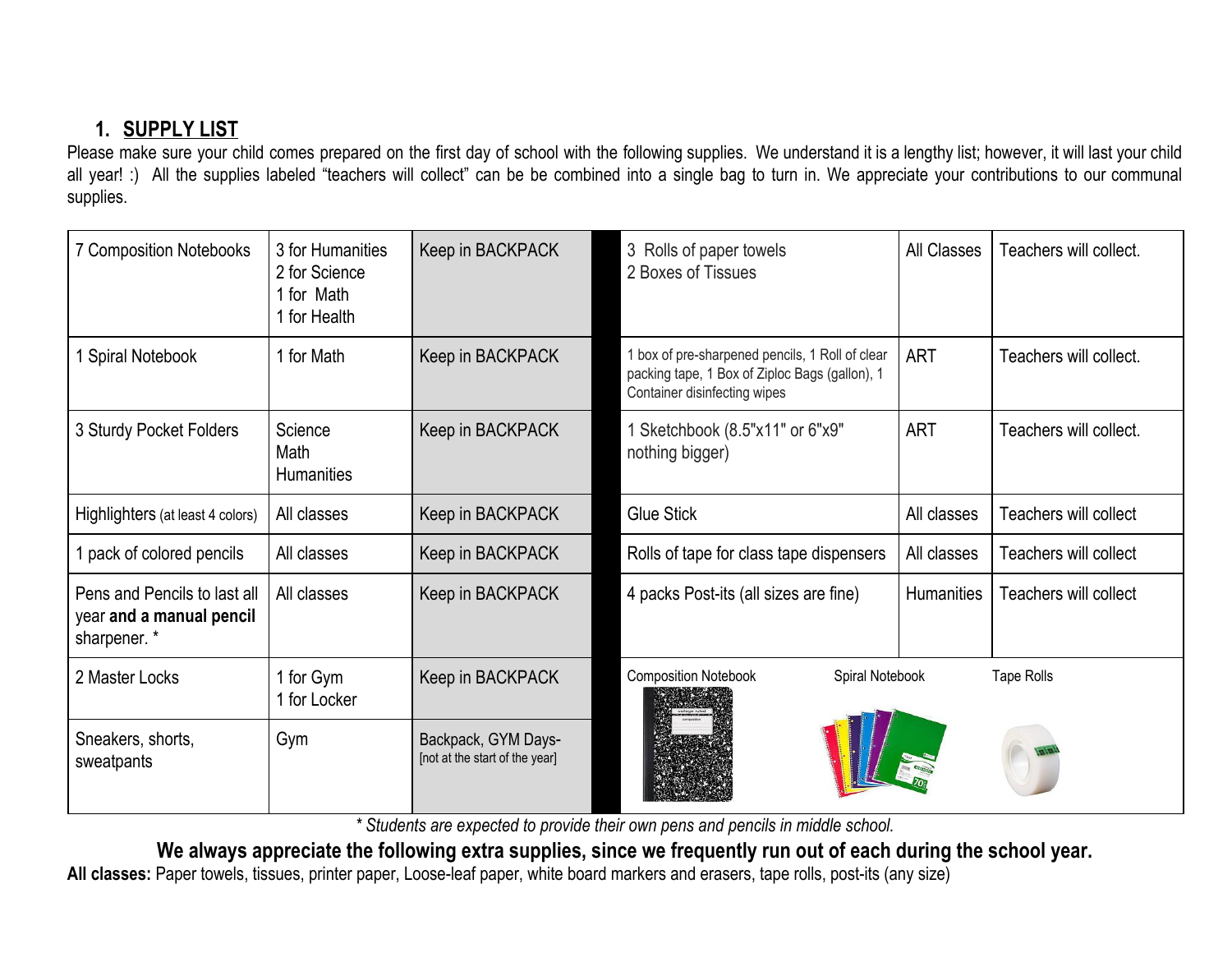## 1. SUPPLY LIST

Please make sure your child comes prepared on the first day of school with the following supplies. We understand it is a lengthy list; however, it will last your child all year! :) All the supplies labeled "teachers will collect" can be be combined into a single bag to turn in. We appreciate your contributions to our communal supplies.

| Item | Class | Where | | Item | Class | Where |
|---|---|---|---|---|---|---|
| 7 Composition Notebooks | 3 for Humanities<br>2 for Science<br>1 for Math<br>1 for Health | Keep in BACKPACK | | 3 Rolls of paper towels<br>2 Boxes of Tissues | All Classes | Teachers will collect. |
| 1 Spiral Notebook | 1 for Math | Keep in BACKPACK | | 1 box of pre-sharpened pencils, 1 Roll of clear packing tape, 1 Box of Ziploc Bags (gallon), 1 Container disinfecting wipes | ART | Teachers will collect. |
| 3 Sturdy Pocket Folders | Science<br>Math<br>Humanities | Keep in BACKPACK | | 1 Sketchbook (8.5"x11" or 6"x9" nothing bigger) | ART | Teachers will collect. |
| Highlighters (at least 4 colors) | All classes | Keep in BACKPACK | | Glue Stick | All classes | Teachers will collect |
| 1 pack of colored pencils | All classes | Keep in BACKPACK | | Rolls of tape for class tape dispensers | All classes | Teachers will collect |
| Pens and Pencils to last all year **and a manual pencil sharpener.** * | All classes | Keep in BACKPACK | | 4 packs Post-its (all sizes are fine) | Humanities | Teachers will collect |
| 2 Master Locks | 1 for Gym<br>1 for Locker | Keep in BACKPACK | | Composition Notebook | Spiral Notebook | Tape Rolls |
| Sneakers, shorts, sweatpants | Gym | Backpack, GYM Days- [not at the start of the year] | | | | |

*\* Students are expected to provide their own pens and pencils in middle school.*

**We always appreciate the following extra supplies, since we frequently run out of each during the school year.**

**All classes:** Paper towels, tissues, printer paper, Loose-leaf paper, white board markers and erasers, tape rolls, post-its (any size)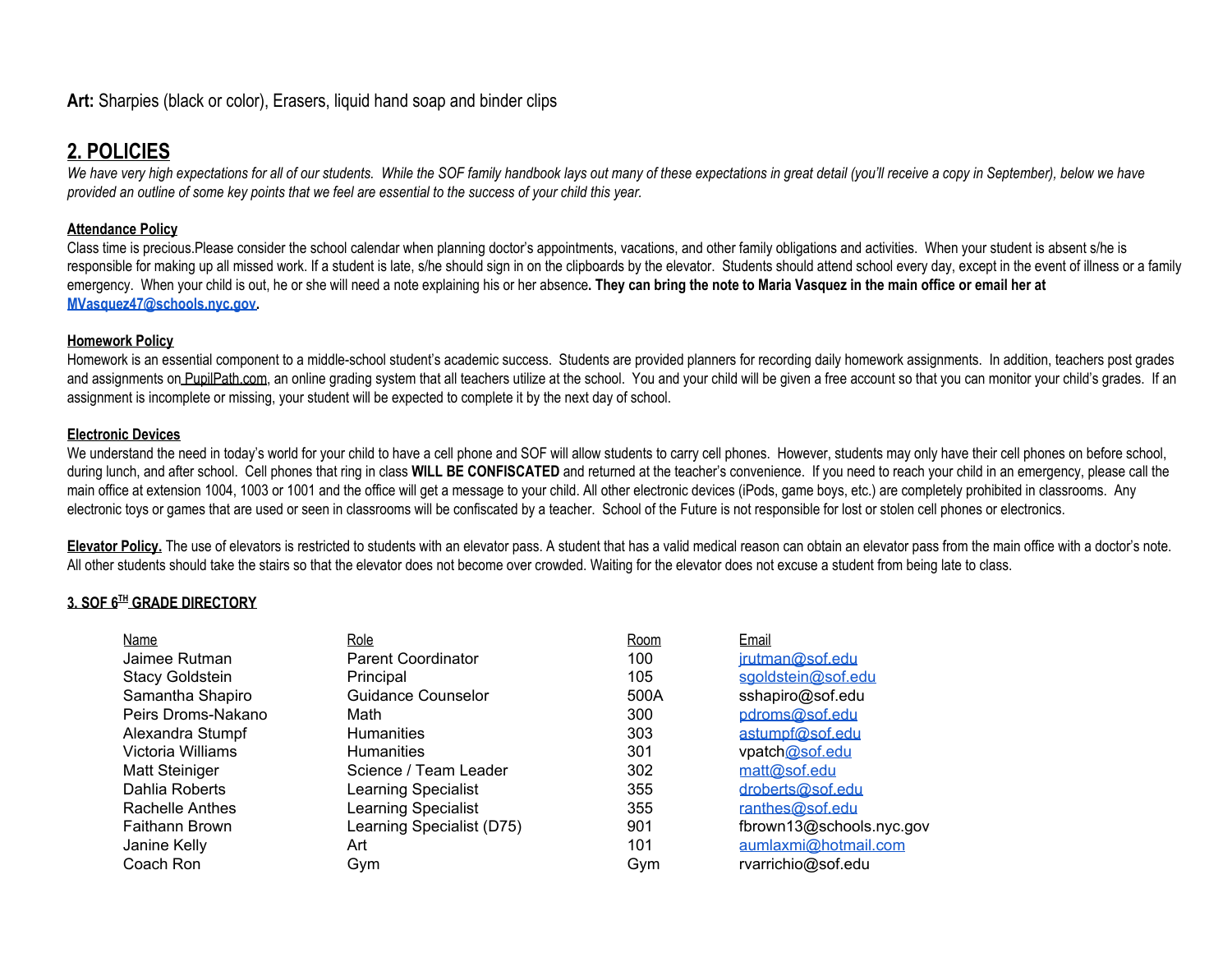**Art:** Sharpies (black or color), Erasers, liquid hand soap and binder clips

## 2. POLICIES

*We have very high expectations for all of our students. While the SOF family handbook lays out many of these expectations in great detail (you'll receive a copy in September), below we have provided an outline of some key points that we feel are essential to the success of your child this year.*

### Attendance Policy

Class time is precious.Please consider the school calendar when planning doctor's appointments, vacations, and other family obligations and activities. When your student is absent s/he is responsible for making up all missed work. If a student is late, s/he should sign in on the clipboards by the elevator. Students should attend school every day, except in the event of illness or a family emergency. When your child is out, he or she will need a note explaining his or her absence**. They can bring the note to Maria Vasquez in the main office or email her at MVasquez47@schools.nyc.gov.**

### Homework Policy

Homework is an essential component to a middle-school student's academic success. Students are provided planners for recording daily homework assignments. In addition, teachers post grades and assignments on PupilPath.com, an online grading system that all teachers utilize at the school. You and your child will be given a free account so that you can monitor your child's grades. If an assignment is incomplete or missing, your student will be expected to complete it by the next day of school.

### Electronic Devices

We understand the need in today's world for your child to have a cell phone and SOF will allow students to carry cell phones. However, students may only have their cell phones on before school, during lunch, and after school. Cell phones that ring in class **WILL BE CONFISCATED** and returned at the teacher's convenience. If you need to reach your child in an emergency, please call the main office at extension 1004, 1003 or 1001 and the office will get a message to your child. All other electronic devices (iPods, game boys, etc.) are completely prohibited in classrooms. Any electronic toys or games that are used or seen in classrooms will be confiscated by a teacher. School of the Future is not responsible for lost or stolen cell phones or electronics.

**Elevator Policy.** The use of elevators is restricted to students with an elevator pass. A student that has a valid medical reason can obtain an elevator pass from the main office with a doctor's note. All other students should take the stairs so that the elevator does not become over crowded. Waiting for the elevator does not excuse a student from being late to class.

## 3. SOF 6TH GRADE DIRECTORY

| Name | Role | Room | Email |
|---|---|---|---|
| Jaimee Rutman | Parent Coordinator | 100 | jrutman@sof.edu |
| Stacy Goldstein | Principal | 105 | sgoldstein@sof.edu |
| Samantha Shapiro | Guidance Counselor | 500A | sshapiro@sof.edu |
| Peirs Droms-Nakano | Math | 300 | pdroms@sof.edu |
| Alexandra Stumpf | Humanities | 303 | astumpf@sof.edu |
| Victoria Williams | Humanities | 301 | vpatch@sof.edu |
| Matt Steiniger | Science / Team Leader | 302 | matt@sof.edu |
| Dahlia Roberts | Learning Specialist | 355 | droberts@sof.edu |
| Rachelle Anthes | Learning Specialist | 355 | ranthes@sof.edu |
| Faithann Brown | Learning Specialist (D75) | 901 | fbrown13@schools.nyc.gov |
| Janine Kelly | Art | 101 | aumlaxmi@hotmail.com |
| Coach Ron | Gym | Gym | rvarrichio@sof.edu |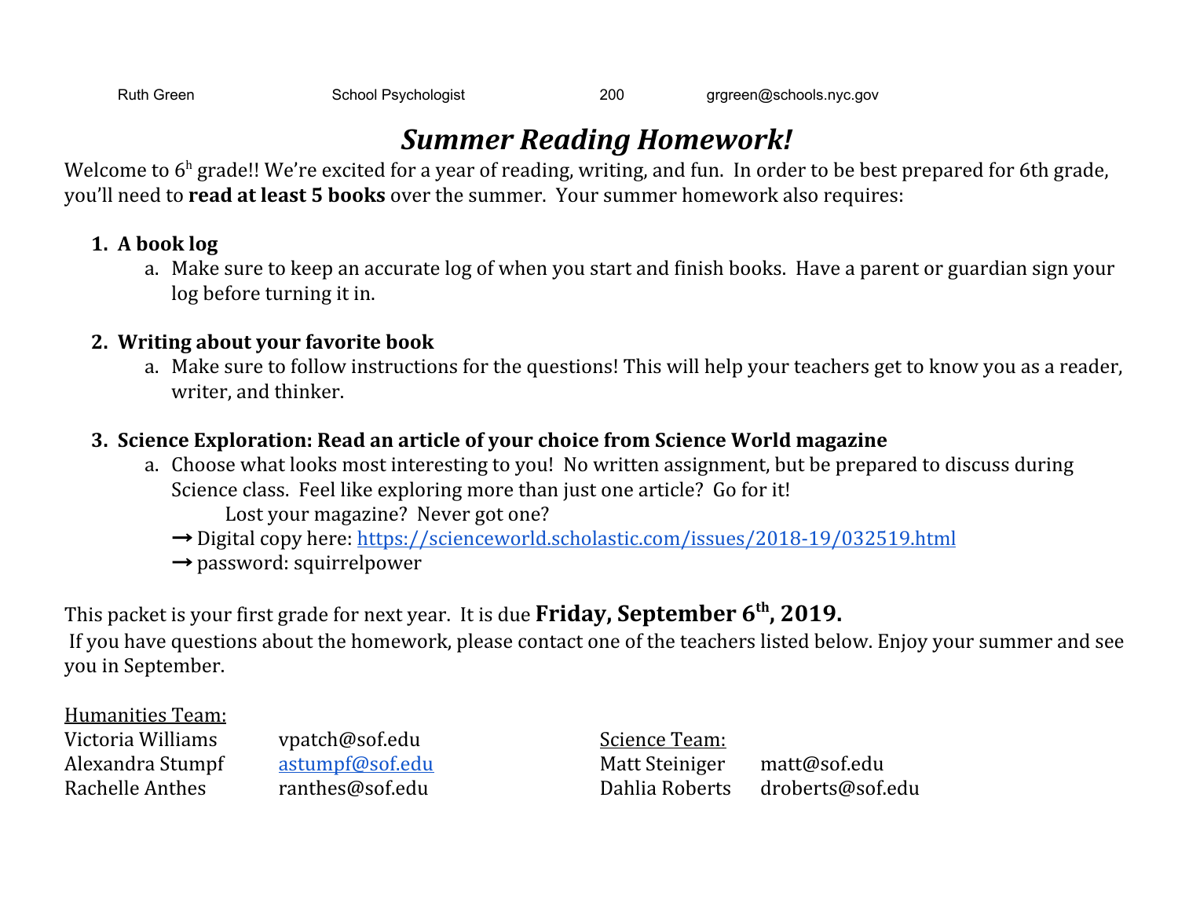Ruth Green    School Psychologist    200    grgreen@schools.nyc.gov

# *Summer Reading Homework!*

Welcome to 6h grade!! We're excited for a year of reading, writing, and fun. In order to be best prepared for 6th grade, you'll need to **read at least 5 books** over the summer. Your summer homework also requires:

1. **A book log**
   a. Make sure to keep an accurate log of when you start and finish books. Have a parent or guardian sign your log before turning it in.

2. **Writing about your favorite book**
   a. Make sure to follow instructions for the questions! This will help your teachers get to know you as a reader, writer, and thinker.

3. **Science Exploration: Read an article of your choice from Science World magazine**
   a. Choose what looks most interesting to you! No written assignment, but be prepared to discuss during Science class. Feel like exploring more than just one article? Go for it!
      Lost your magazine? Never got one?
      → Digital copy here: https://scienceworld.scholastic.com/issues/2018-19/032519.html
      → password: squirrelpower

This packet is your first grade for next year. It is due **Friday, September 6th, 2019.**

If you have questions about the homework, please contact one of the teachers listed below. Enjoy your summer and see you in September.

Humanities Team:
Victoria Williams    vpatch@sof.edu
Alexandra Stumpf    astumpf@sof.edu
Rachelle Anthes    ranthes@sof.edu

Science Team:
Matt Steiniger    matt@sof.edu
Dahlia Roberts    droberts@sof.edu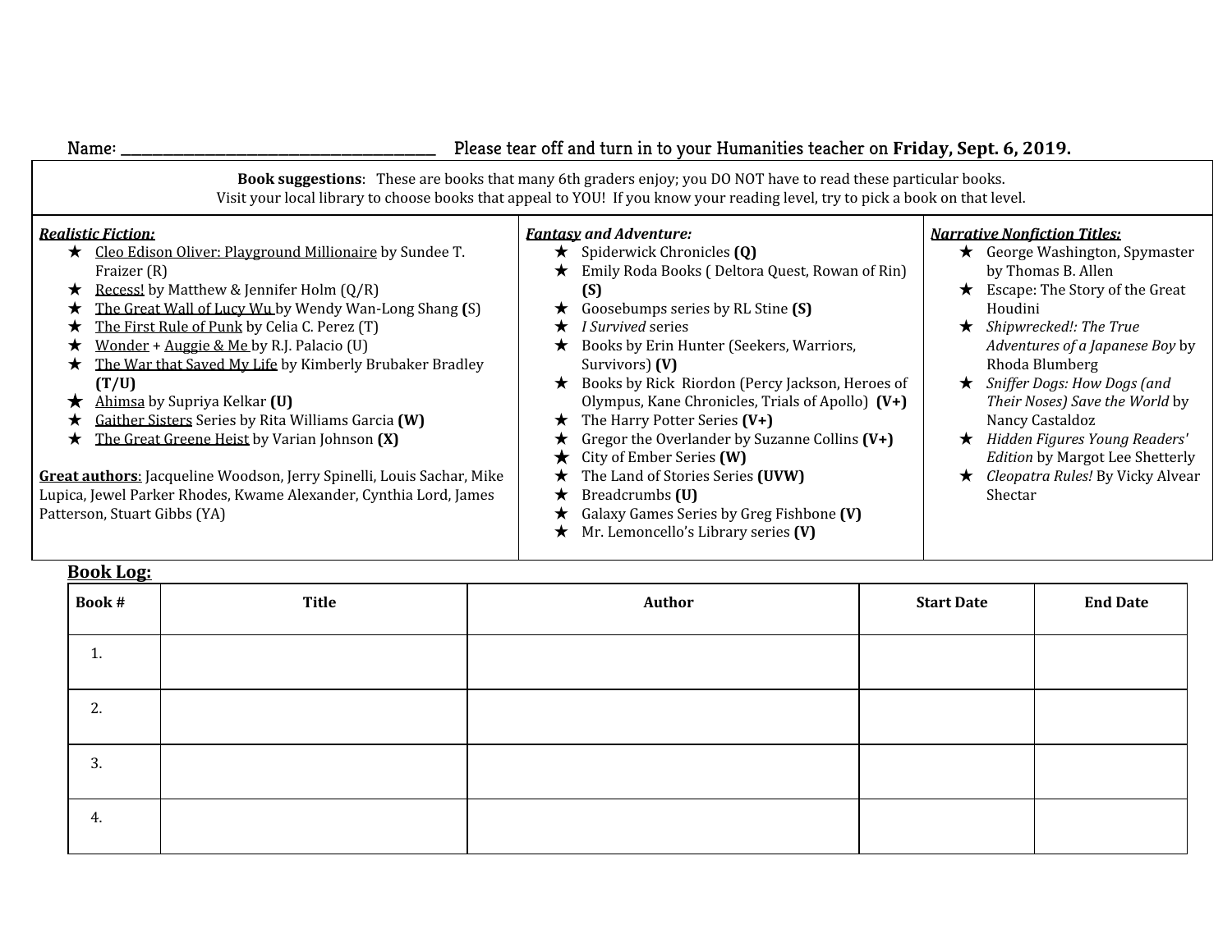Name: ________________________________________ Please tear off and turn in to your Humanities teacher on **Friday, Sept. 6, 2019.**

**Book suggestions**: These are books that many 6th graders enjoy; you DO NOT have to read these particular books.
Visit your local library to choose books that appeal to YOU! If you know your reading level, try to pick a book on that level.

***Realistic Fiction:***

- Cleo Edison Oliver: Playground Millionaire by Sundee T. Fraizer (R)
- Recess! by Matthew & Jennifer Holm (Q/R)
- The Great Wall of Lucy Wu by Wendy Wan-Long Shang **(**S)
- The First Rule of Punk by Celia C. Perez (T)
- Wonder + Auggie & Me by R.J. Palacio (U)
- The War that Saved My Life by Kimberly Brubaker Bradley **(T/U)**
- Ahimsa by Supriya Kelkar **(U)**
- Gaither Sisters Series by Rita Williams Garcia **(W)**
- The Great Greene Heist by Varian Johnson **(X)**

**Great authors**: Jacqueline Woodson, Jerry Spinelli, Louis Sachar, Mike Lupica, Jewel Parker Rhodes, Kwame Alexander, Cynthia Lord, James Patterson, Stuart Gibbs (YA)

***Fantasy and Adventure:***

- Spiderwick Chronicles **(Q)**
- Emily Roda Books ( Deltora Quest, Rowan of Rin) **(S)**
- Goosebumps series by RL Stine **(S)**
- *I Survived* series
- Books by Erin Hunter (Seekers, Warriors, Survivors) **(V)**
- Books by Rick Riordon (Percy Jackson, Heroes of Olympus, Kane Chronicles, Trials of Apollo) **(V+)**
- The Harry Potter Series **(V+)**
- Gregor the Overlander by Suzanne Collins **(V+)**
- City of Ember Series **(W)**
- The Land of Stories Series **(UVW)**
- Breadcrumbs **(U)**
- Galaxy Games Series by Greg Fishbone **(V)**
- Mr. Lemoncello's Library series **(V)**

***Narrative Nonfiction Titles:***

- George Washington, Spymaster by Thomas B. Allen
- Escape: The Story of the Great Houdini
- *Shipwrecked!: The True Adventures of a Japanese Boy* by Rhoda Blumberg
- *Sniffer Dogs: How Dogs (and Their Noses) Save the World* by Nancy Castaldoz
- *Hidden Figures Young Readers' Edition* by Margot Lee Shetterly
- *Cleopatra Rules!* By Vicky Alvear Shectar

## Book Log:

| Book # | Title | Author | Start Date | End Date |
|---|---|---|---|---|
| 1. | | | | |
| 2. | | | | |
| 3. | | | | |
| 4. | | | | |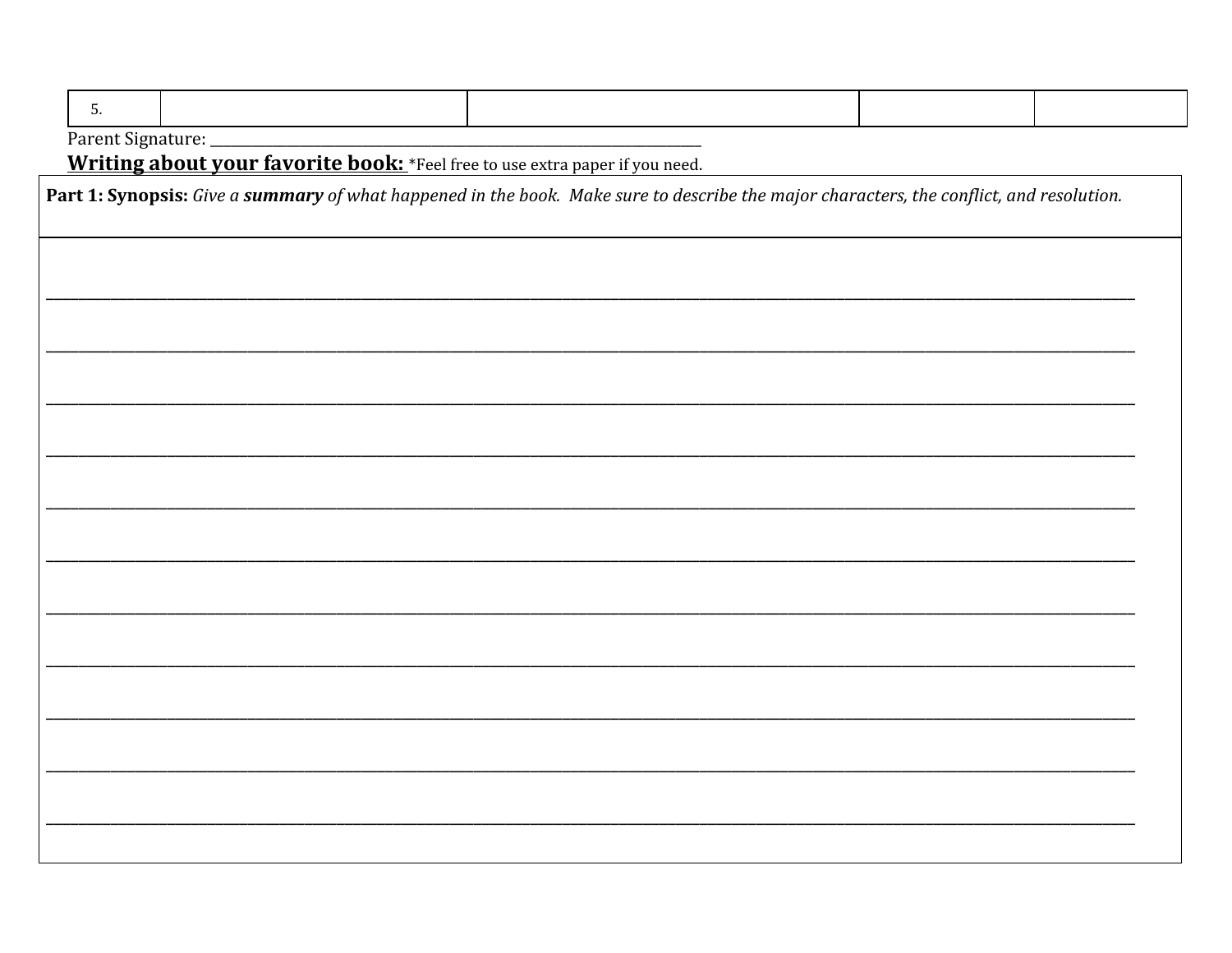| 5. | | | | |
|---|---|---|---|---|

Parent Signature: ___________________________________________________________

**Writing about your favorite book:** *Feel free to use extra paper if you need.

| **Part 1: Synopsis:** *Give a* ***summary*** *of what happened in the book. Make sure to describe the major characters, the conflict, and resolution.* |
|---|
| ____________________________________________________________________________________________________ <br> ____________________________________________________________________________________________________ <br> ____________________________________________________________________________________________________ <br> ____________________________________________________________________________________________________ <br> ____________________________________________________________________________________________________ <br> ____________________________________________________________________________________________________ <br> ____________________________________________________________________________________________________ <br> ____________________________________________________________________________________________________ <br> ____________________________________________________________________________________________________ <br> ____________________________________________________________________________________________________ <br> ____________________________________________________________________________________________________ |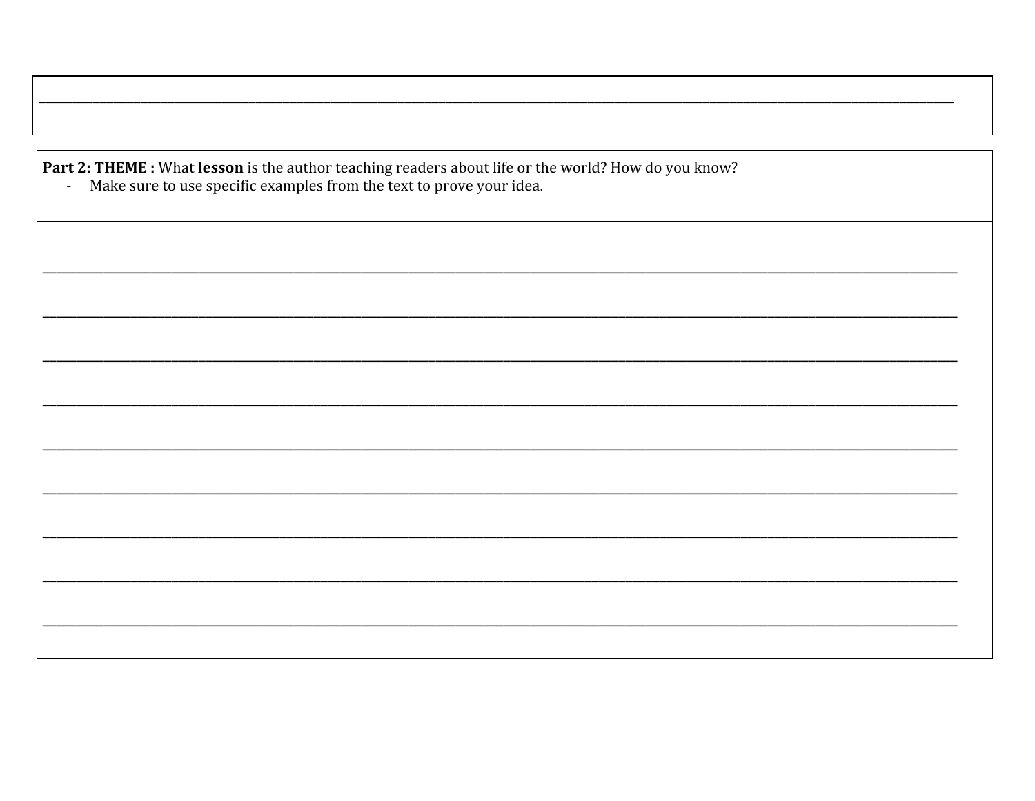______________________________________________________________________________________________________________

**Part 2: THEME :** What **lesson** is the author teaching readers about life or the world? How do you know?

- Make sure to use specific examples from the text to prove your idea.

______________________________________________________________________________________________________________

______________________________________________________________________________________________________________

______________________________________________________________________________________________________________

______________________________________________________________________________________________________________

______________________________________________________________________________________________________________

______________________________________________________________________________________________________________

______________________________________________________________________________________________________________

______________________________________________________________________________________________________________

______________________________________________________________________________________________________________